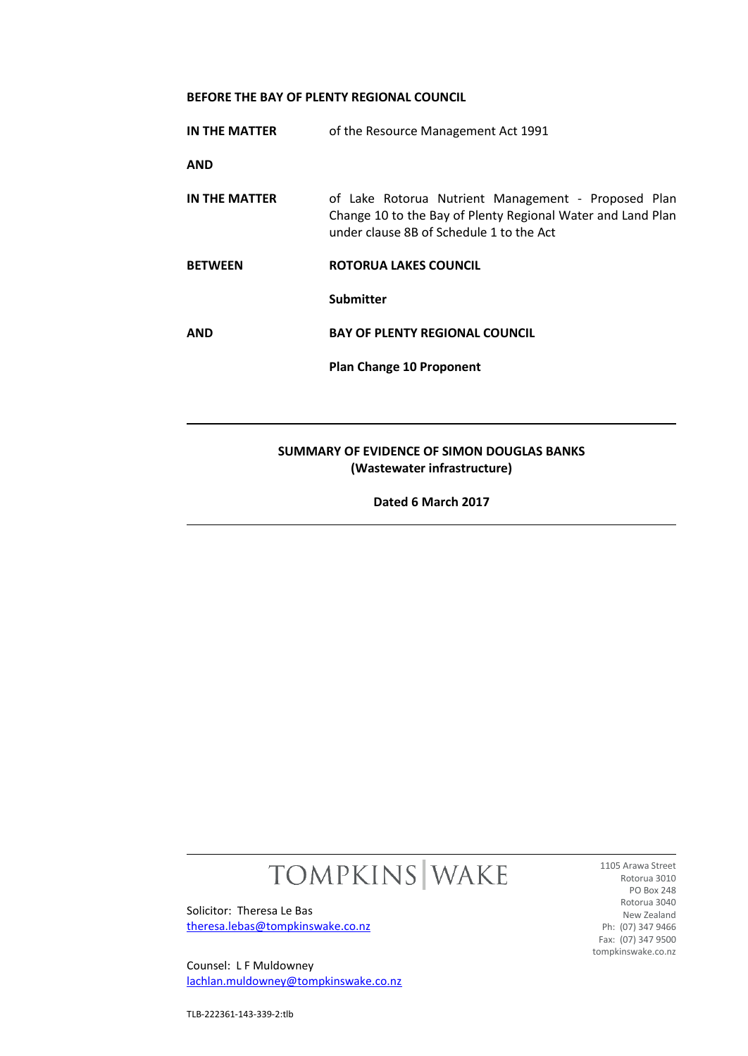**BEFORE THE BAY OF PLENTY REGIONAL COUNCIL**

| | |
|---|---|
| **IN THE MATTER** | of the Resource Management Act 1991 |
| **AND** | |
| **IN THE MATTER** | of Lake Rotorua Nutrient Management - Proposed Plan Change 10 to the Bay of Plenty Regional Water and Land Plan under clause 8B of Schedule 1 to the Act |
| **BETWEEN** | **ROTORUA LAKES COUNCIL** |
| | **Submitter** |
| **AND** | **BAY OF PLENTY REGIONAL COUNCIL** |
| | **Plan Change 10 Proponent** |

---

**SUMMARY OF EVIDENCE OF SIMON DOUGLAS BANKS**
**(Wastewater infrastructure)**

**Dated 6 March 2017**

---

TOMPKINS | WAKE

Solicitor: Theresa Le Bas
theresa.lebas@tompkinswake.co.nz

Counsel: L F Muldowney
lachlan.muldowney@tompkinswake.co.nz

1105 Arawa Street
Rotorua 3010
PO Box 248
Rotorua 3040
New Zealand
Ph: (07) 347 9466
Fax: (07) 347 9500
tompkinswake.co.nz

TLB-222361-143-339-2:tlb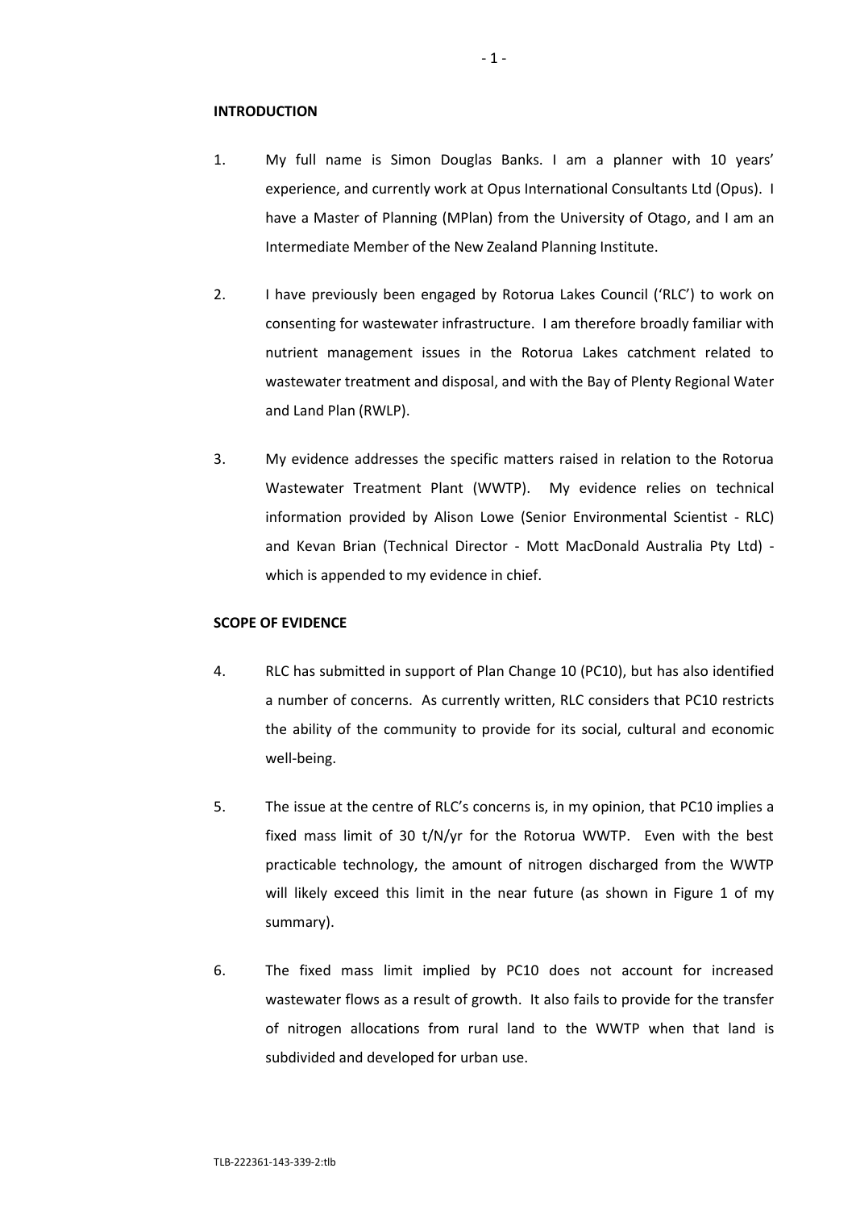**INTRODUCTION**

1. My full name is Simon Douglas Banks. I am a planner with 10 years' experience, and currently work at Opus International Consultants Ltd (Opus). I have a Master of Planning (MPlan) from the University of Otago, and I am an Intermediate Member of the New Zealand Planning Institute.

2. I have previously been engaged by Rotorua Lakes Council ('RLC') to work on consenting for wastewater infrastructure. I am therefore broadly familiar with nutrient management issues in the Rotorua Lakes catchment related to wastewater treatment and disposal, and with the Bay of Plenty Regional Water and Land Plan (RWLP).

3. My evidence addresses the specific matters raised in relation to the Rotorua Wastewater Treatment Plant (WWTP). My evidence relies on technical information provided by Alison Lowe (Senior Environmental Scientist - RLC) and Kevan Brian (Technical Director - Mott MacDonald Australia Pty Ltd) - which is appended to my evidence in chief.

**SCOPE OF EVIDENCE**

4. RLC has submitted in support of Plan Change 10 (PC10), but has also identified a number of concerns. As currently written, RLC considers that PC10 restricts the ability of the community to provide for its social, cultural and economic well-being.

5. The issue at the centre of RLC's concerns is, in my opinion, that PC10 implies a fixed mass limit of 30 t/N/yr for the Rotorua WWTP. Even with the best practicable technology, the amount of nitrogen discharged from the WWTP will likely exceed this limit in the near future (as shown in Figure 1 of my summary).

6. The fixed mass limit implied by PC10 does not account for increased wastewater flows as a result of growth. It also fails to provide for the transfer of nitrogen allocations from rural land to the WWTP when that land is subdivided and developed for urban use.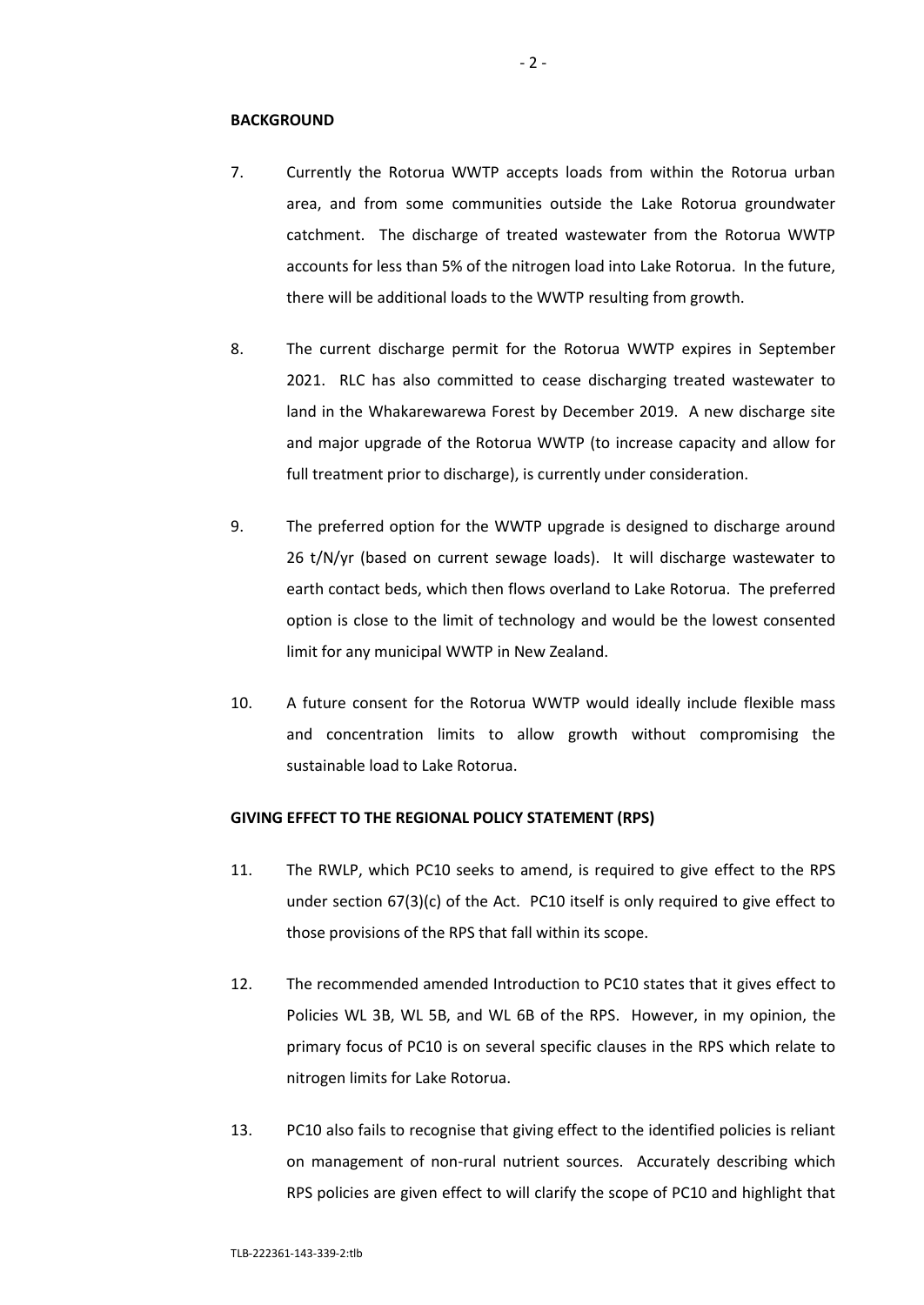**BACKGROUND**

7. Currently the Rotorua WWTP accepts loads from within the Rotorua urban area, and from some communities outside the Lake Rotorua groundwater catchment. The discharge of treated wastewater from the Rotorua WWTP accounts for less than 5% of the nitrogen load into Lake Rotorua. In the future, there will be additional loads to the WWTP resulting from growth.

8. The current discharge permit for the Rotorua WWTP expires in September 2021. RLC has also committed to cease discharging treated wastewater to land in the Whakarewarewa Forest by December 2019. A new discharge site and major upgrade of the Rotorua WWTP (to increase capacity and allow for full treatment prior to discharge), is currently under consideration.

9. The preferred option for the WWTP upgrade is designed to discharge around 26 t/N/yr (based on current sewage loads). It will discharge wastewater to earth contact beds, which then flows overland to Lake Rotorua. The preferred option is close to the limit of technology and would be the lowest consented limit for any municipal WWTP in New Zealand.

10. A future consent for the Rotorua WWTP would ideally include flexible mass and concentration limits to allow growth without compromising the sustainable load to Lake Rotorua.

**GIVING EFFECT TO THE REGIONAL POLICY STATEMENT (RPS)**

11. The RWLP, which PC10 seeks to amend, is required to give effect to the RPS under section 67(3)(c) of the Act. PC10 itself is only required to give effect to those provisions of the RPS that fall within its scope.

12. The recommended amended Introduction to PC10 states that it gives effect to Policies WL 3B, WL 5B, and WL 6B of the RPS. However, in my opinion, the primary focus of PC10 is on several specific clauses in the RPS which relate to nitrogen limits for Lake Rotorua.

13. PC10 also fails to recognise that giving effect to the identified policies is reliant on management of non-rural nutrient sources. Accurately describing which RPS policies are given effect to will clarify the scope of PC10 and highlight that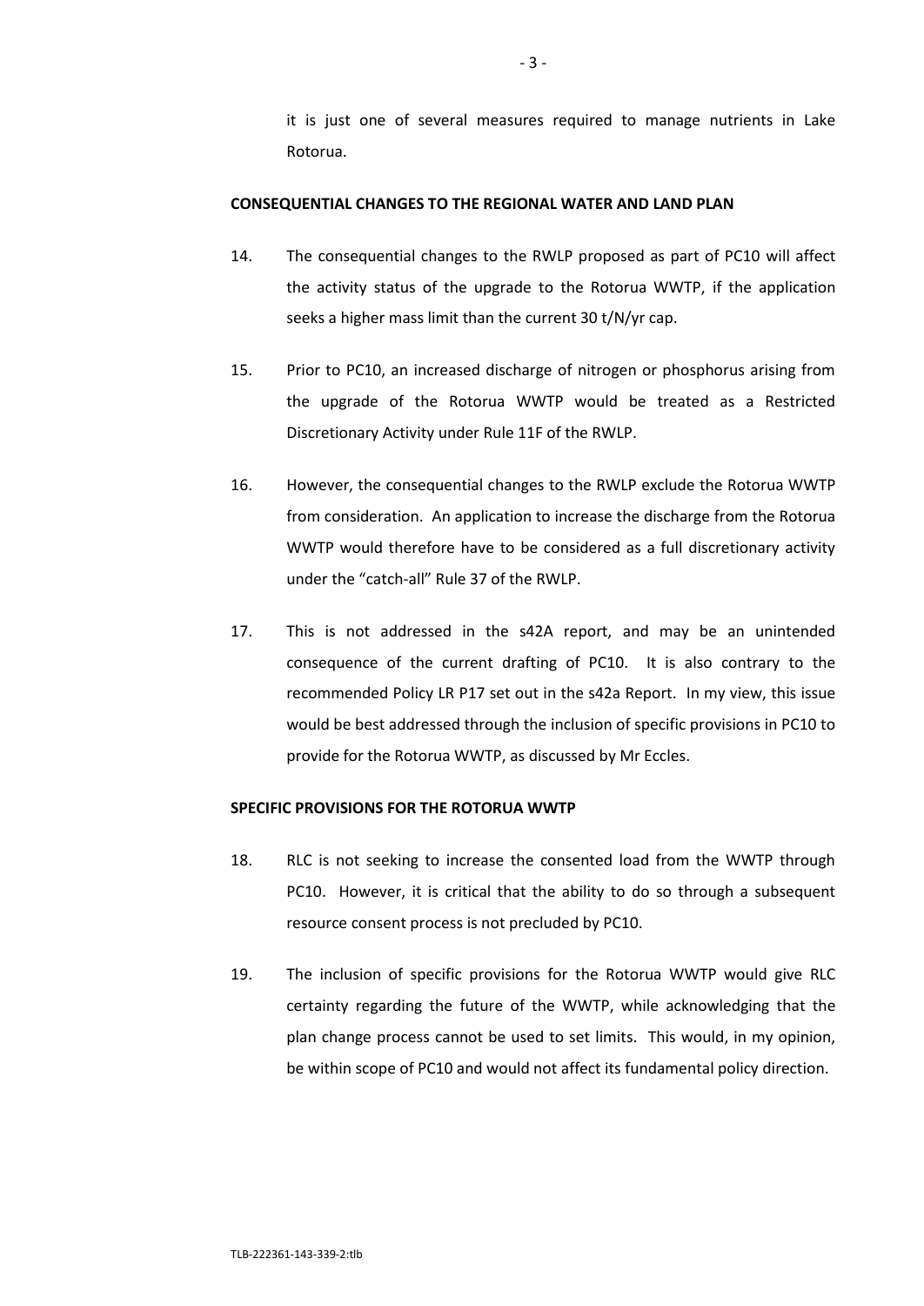it is just one of several measures required to manage nutrients in Lake Rotorua.

**CONSEQUENTIAL CHANGES TO THE REGIONAL WATER AND LAND PLAN**

14. The consequential changes to the RWLP proposed as part of PC10 will affect the activity status of the upgrade to the Rotorua WWTP, if the application seeks a higher mass limit than the current 30 t/N/yr cap.

15. Prior to PC10, an increased discharge of nitrogen or phosphorus arising from the upgrade of the Rotorua WWTP would be treated as a Restricted Discretionary Activity under Rule 11F of the RWLP.

16. However, the consequential changes to the RWLP exclude the Rotorua WWTP from consideration. An application to increase the discharge from the Rotorua WWTP would therefore have to be considered as a full discretionary activity under the "catch-all" Rule 37 of the RWLP.

17. This is not addressed in the s42A report, and may be an unintended consequence of the current drafting of PC10. It is also contrary to the recommended Policy LR P17 set out in the s42a Report. In my view, this issue would be best addressed through the inclusion of specific provisions in PC10 to provide for the Rotorua WWTP, as discussed by Mr Eccles.

**SPECIFIC PROVISIONS FOR THE ROTORUA WWTP**

18. RLC is not seeking to increase the consented load from the WWTP through PC10. However, it is critical that the ability to do so through a subsequent resource consent process is not precluded by PC10.

19. The inclusion of specific provisions for the Rotorua WWTP would give RLC certainty regarding the future of the WWTP, while acknowledging that the plan change process cannot be used to set limits. This would, in my opinion, be within scope of PC10 and would not affect its fundamental policy direction.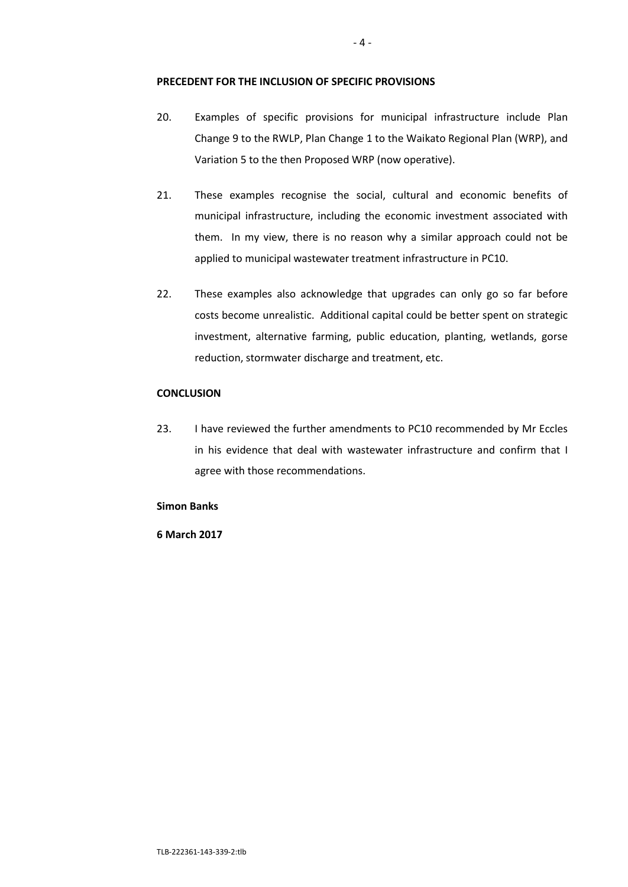**PRECEDENT FOR THE INCLUSION OF SPECIFIC PROVISIONS**

20. Examples of specific provisions for municipal infrastructure include Plan Change 9 to the RWLP, Plan Change 1 to the Waikato Regional Plan (WRP), and Variation 5 to the then Proposed WRP (now operative).

21. These examples recognise the social, cultural and economic benefits of municipal infrastructure, including the economic investment associated with them. In my view, there is no reason why a similar approach could not be applied to municipal wastewater treatment infrastructure in PC10.

22. These examples also acknowledge that upgrades can only go so far before costs become unrealistic. Additional capital could be better spent on strategic investment, alternative farming, public education, planting, wetlands, gorse reduction, stormwater discharge and treatment, etc.

**CONCLUSION**

23. I have reviewed the further amendments to PC10 recommended by Mr Eccles in his evidence that deal with wastewater infrastructure and confirm that I agree with those recommendations.

**Simon Banks**

**6 March 2017**

TLB-222361-143-339-2:tlb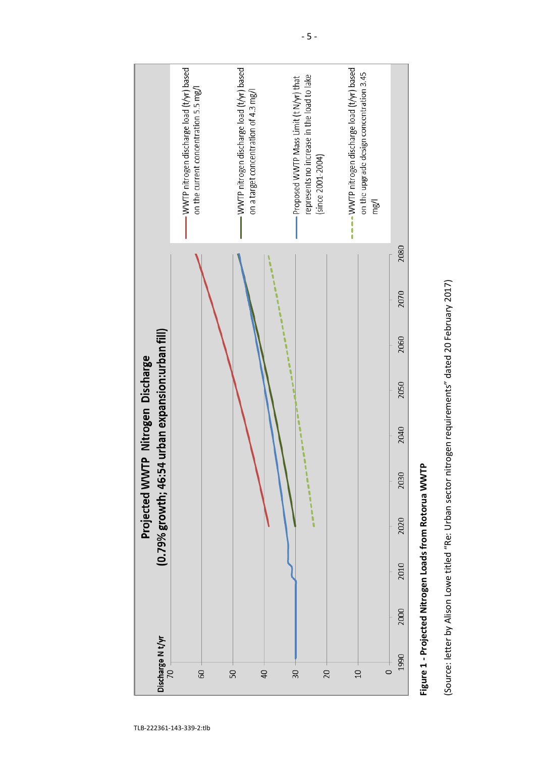Projected WWTP Nitrogen Discharge
(0.79% growth; 46:54 urban expansion:urban fill)

Discharge N t/yr

70
60
50
40
30
20
10
0

1990
2000
2010
2020
2030
2040
2050
2060
2070
2080

WWTP nitrogen discharge load (t/yr) based on the current concentration 5.5 mg/l

WWTP nitrogen discharge load (t/yr) based on a target concentration of 4.3 mg/l

Proposed WWTP Mass Limit (t N/yr) that represents no increase in the load to lake (since 2001-2004)

WWTP nitrogen discharge load (t/yr) based on the upgrade design concentration 3.45 mg/l

**Figure 1 - Projected Nitrogen Loads from Rotorua WWTP**

(Source: letter by Alison Lowe titled "Re: Urban sector nitrogen requirements" dated 20 February 2017)